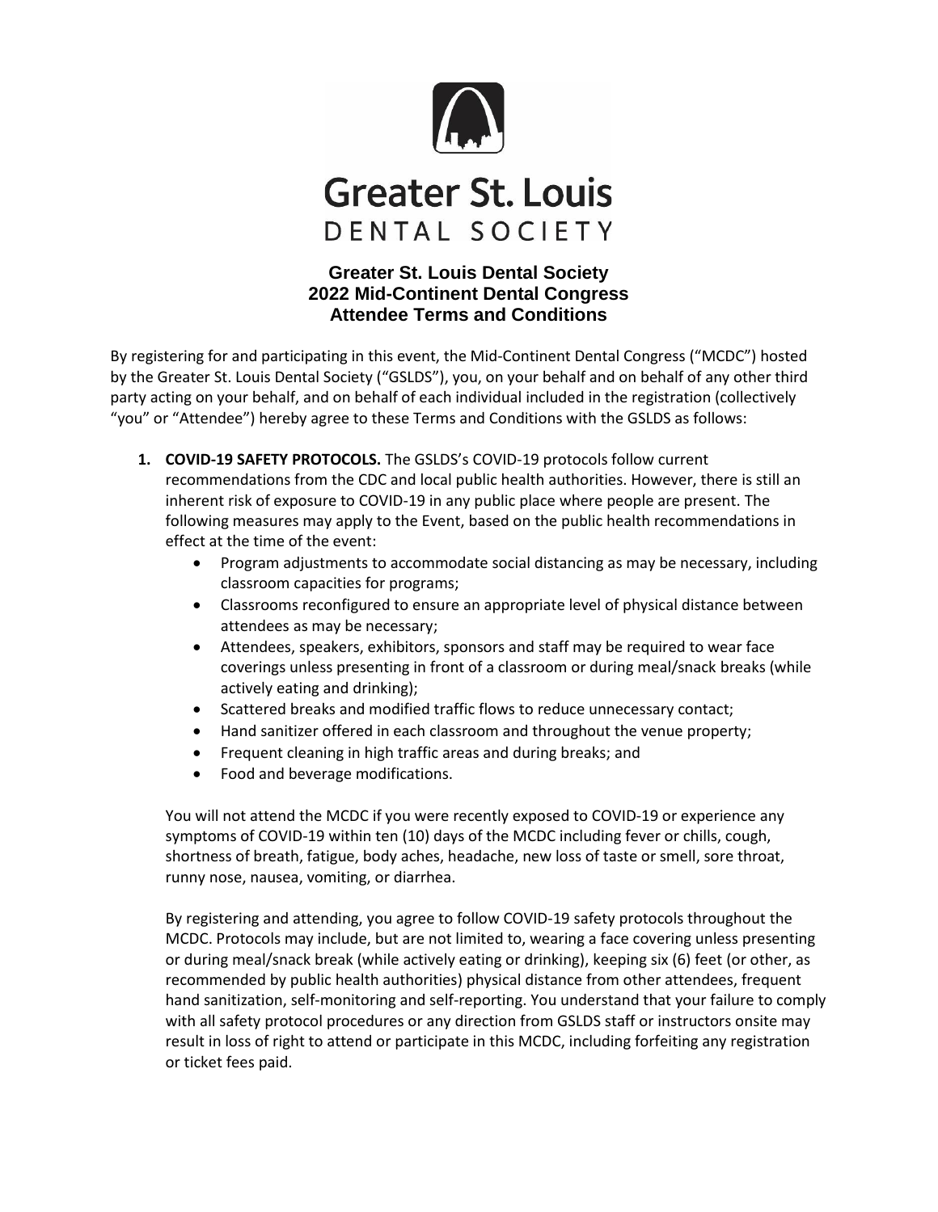Greater St. Louis
DENTAL SOCIETY

# Greater St. Louis Dental Society
## 2022 Mid-Continent Dental Congress
## Attendee Terms and Conditions

By registering for and participating in this event, the Mid-Continent Dental Congress ("MCDC") hosted by the Greater St. Louis Dental Society ("GSLDS"), you, on your behalf and on behalf of any other third party acting on your behalf, and on behalf of each individual included in the registration (collectively "you" or "Attendee") hereby agree to these Terms and Conditions with the GSLDS as follows:

1. **COVID-19 SAFETY PROTOCOLS.** The GSLDS's COVID-19 protocols follow current recommendations from the CDC and local public health authorities. However, there is still an inherent risk of exposure to COVID-19 in any public place where people are present. The following measures may apply to the Event, based on the public health recommendations in effect at the time of the event:
   - Program adjustments to accommodate social distancing as may be necessary, including classroom capacities for programs;
   - Classrooms reconfigured to ensure an appropriate level of physical distance between attendees as may be necessary;
   - Attendees, speakers, exhibitors, sponsors and staff may be required to wear face coverings unless presenting in front of a classroom or during meal/snack breaks (while actively eating and drinking);
   - Scattered breaks and modified traffic flows to reduce unnecessary contact;
   - Hand sanitizer offered in each classroom and throughout the venue property;
   - Frequent cleaning in high traffic areas and during breaks; and
   - Food and beverage modifications.

   You will not attend the MCDC if you were recently exposed to COVID-19 or experience any symptoms of COVID-19 within ten (10) days of the MCDC including fever or chills, cough, shortness of breath, fatigue, body aches, headache, new loss of taste or smell, sore throat, runny nose, nausea, vomiting, or diarrhea.

   By registering and attending, you agree to follow COVID-19 safety protocols throughout the MCDC. Protocols may include, but are not limited to, wearing a face covering unless presenting or during meal/snack break (while actively eating or drinking), keeping six (6) feet (or other, as recommended by public health authorities) physical distance from other attendees, frequent hand sanitization, self-monitoring and self-reporting. You understand that your failure to comply with all safety protocol procedures or any direction from GSLDS staff or instructors onsite may result in loss of right to attend or participate in this MCDC, including forfeiting any registration or ticket fees paid.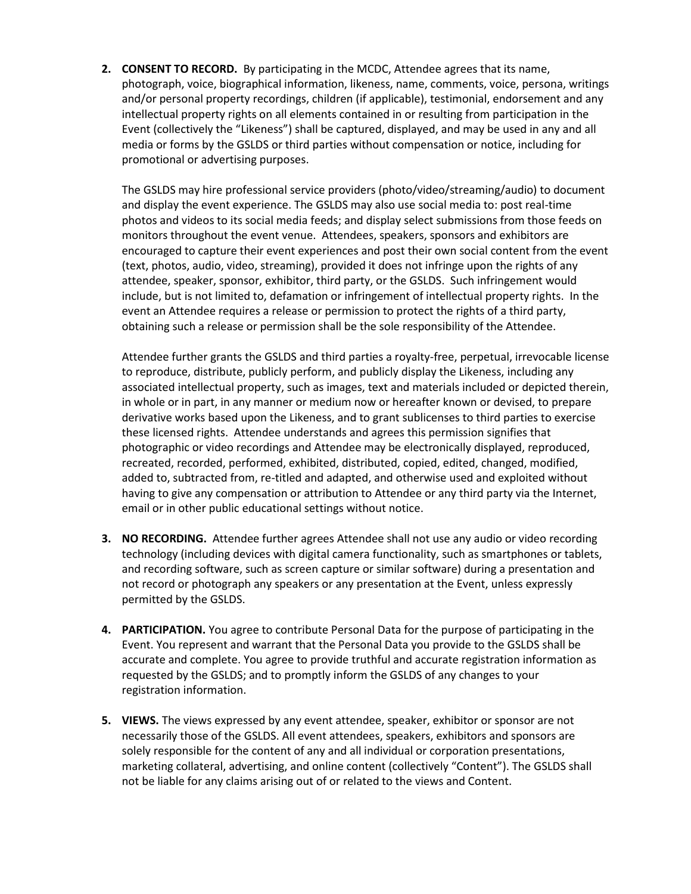2. **CONSENT TO RECORD.** By participating in the MCDC, Attendee agrees that its name, photograph, voice, biographical information, likeness, name, comments, voice, persona, writings and/or personal property recordings, children (if applicable), testimonial, endorsement and any intellectual property rights on all elements contained in or resulting from participation in the Event (collectively the "Likeness") shall be captured, displayed, and may be used in any and all media or forms by the GSLDS or third parties without compensation or notice, including for promotional or advertising purposes.

   The GSLDS may hire professional service providers (photo/video/streaming/audio) to document and display the event experience. The GSLDS may also use social media to: post real-time photos and videos to its social media feeds; and display select submissions from those feeds on monitors throughout the event venue. Attendees, speakers, sponsors and exhibitors are encouraged to capture their event experiences and post their own social content from the event (text, photos, audio, video, streaming), provided it does not infringe upon the rights of any attendee, speaker, sponsor, exhibitor, third party, or the GSLDS. Such infringement would include, but is not limited to, defamation or infringement of intellectual property rights. In the event an Attendee requires a release or permission to protect the rights of a third party, obtaining such a release or permission shall be the sole responsibility of the Attendee.

   Attendee further grants the GSLDS and third parties a royalty-free, perpetual, irrevocable license to reproduce, distribute, publicly perform, and publicly display the Likeness, including any associated intellectual property, such as images, text and materials included or depicted therein, in whole or in part, in any manner or medium now or hereafter known or devised, to prepare derivative works based upon the Likeness, and to grant sublicenses to third parties to exercise these licensed rights. Attendee understands and agrees this permission signifies that photographic or video recordings and Attendee may be electronically displayed, reproduced, recreated, recorded, performed, exhibited, distributed, copied, edited, changed, modified, added to, subtracted from, re-titled and adapted, and otherwise used and exploited without having to give any compensation or attribution to Attendee or any third party via the Internet, email or in other public educational settings without notice.

3. **NO RECORDING.** Attendee further agrees Attendee shall not use any audio or video recording technology (including devices with digital camera functionality, such as smartphones or tablets, and recording software, such as screen capture or similar software) during a presentation and not record or photograph any speakers or any presentation at the Event, unless expressly permitted by the GSLDS.

4. **PARTICIPATION.** You agree to contribute Personal Data for the purpose of participating in the Event. You represent and warrant that the Personal Data you provide to the GSLDS shall be accurate and complete. You agree to provide truthful and accurate registration information as requested by the GSLDS; and to promptly inform the GSLDS of any changes to your registration information.

5. **VIEWS.** The views expressed by any event attendee, speaker, exhibitor or sponsor are not necessarily those of the GSLDS. All event attendees, speakers, exhibitors and sponsors are solely responsible for the content of any and all individual or corporation presentations, marketing collateral, advertising, and online content (collectively "Content"). The GSLDS shall not be liable for any claims arising out of or related to the views and Content.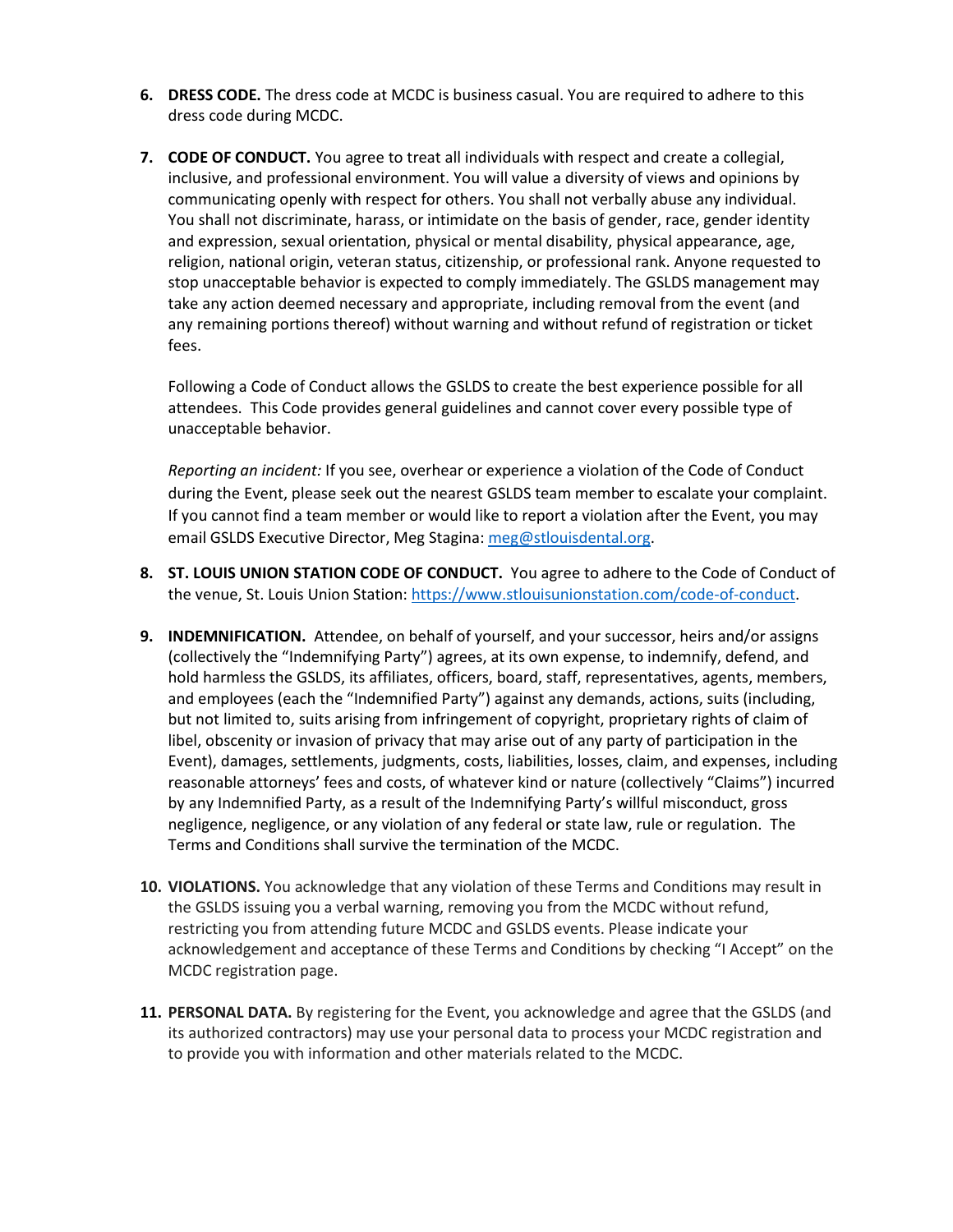6. **DRESS CODE.** The dress code at MCDC is business casual. You are required to adhere to this dress code during MCDC.

7. **CODE OF CONDUCT.** You agree to treat all individuals with respect and create a collegial, inclusive, and professional environment. You will value a diversity of views and opinions by communicating openly with respect for others. You shall not verbally abuse any individual. You shall not discriminate, harass, or intimidate on the basis of gender, race, gender identity and expression, sexual orientation, physical or mental disability, physical appearance, age, religion, national origin, veteran status, citizenship, or professional rank. Anyone requested to stop unacceptable behavior is expected to comply immediately. The GSLDS management may take any action deemed necessary and appropriate, including removal from the event (and any remaining portions thereof) without warning and without refund of registration or ticket fees.

   Following a Code of Conduct allows the GSLDS to create the best experience possible for all attendees. This Code provides general guidelines and cannot cover every possible type of unacceptable behavior.

   *Reporting an incident:* If you see, overhear or experience a violation of the Code of Conduct during the Event, please seek out the nearest GSLDS team member to escalate your complaint. If you cannot find a team member or would like to report a violation after the Event, you may email GSLDS Executive Director, Meg Stagina: [meg@stlouisdental.org](mailto:meg@stlouisdental.org).

8. **ST. LOUIS UNION STATION CODE OF CONDUCT.** You agree to adhere to the Code of Conduct of the venue, St. Louis Union Station: [https://www.stlouisunionstation.com/code-of-conduct](https://www.stlouisunionstation.com/code-of-conduct).

9. **INDEMNIFICATION.** Attendee, on behalf of yourself, and your successor, heirs and/or assigns (collectively the "Indemnifying Party") agrees, at its own expense, to indemnify, defend, and hold harmless the GSLDS, its affiliates, officers, board, staff, representatives, agents, members, and employees (each the "Indemnified Party") against any demands, actions, suits (including, but not limited to, suits arising from infringement of copyright, proprietary rights of claim of libel, obscenity or invasion of privacy that may arise out of any party of participation in the Event), damages, settlements, judgments, costs, liabilities, losses, claim, and expenses, including reasonable attorneys' fees and costs, of whatever kind or nature (collectively "Claims") incurred by any Indemnified Party, as a result of the Indemnifying Party's willful misconduct, gross negligence, negligence, or any violation of any federal or state law, rule or regulation. The Terms and Conditions shall survive the termination of the MCDC.

10. **VIOLATIONS.** You acknowledge that any violation of these Terms and Conditions may result in the GSLDS issuing you a verbal warning, removing you from the MCDC without refund, restricting you from attending future MCDC and GSLDS events. Please indicate your acknowledgement and acceptance of these Terms and Conditions by checking "I Accept" on the MCDC registration page.

11. **PERSONAL DATA.** By registering for the Event, you acknowledge and agree that the GSLDS (and its authorized contractors) may use your personal data to process your MCDC registration and to provide you with information and other materials related to the MCDC.